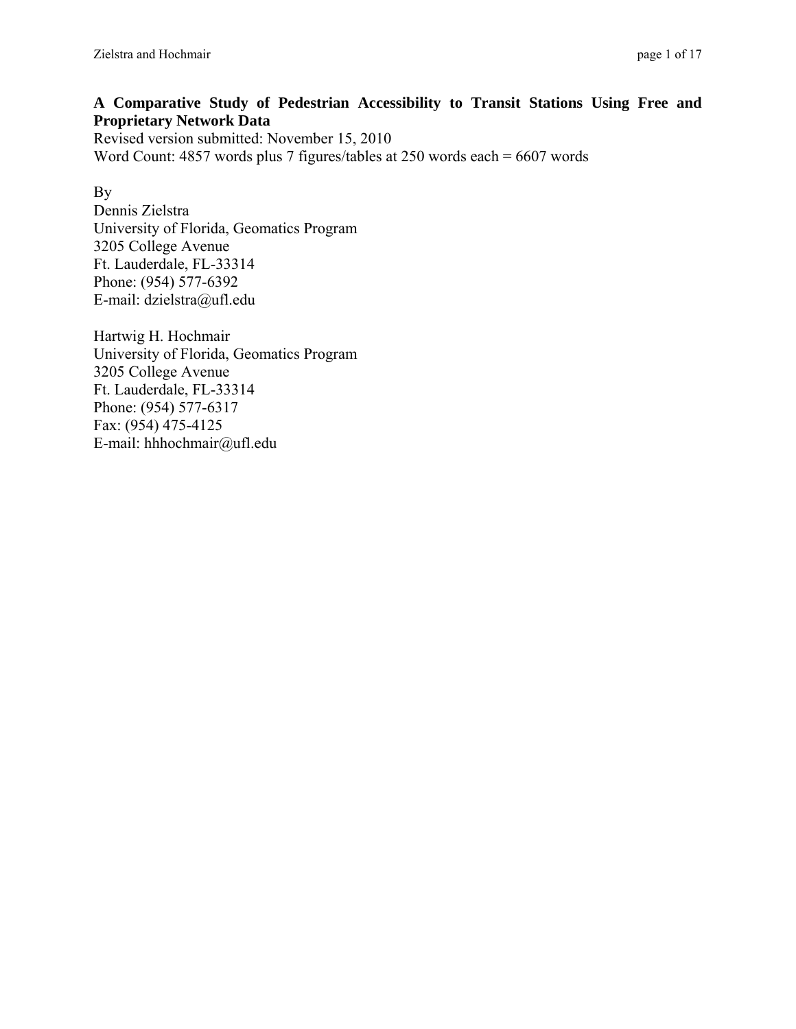# A Comparative Study of Pedestrian Accessibility to Transit Stations Using Free and Proprietary Network Data

Revised version submitted: November 15, 2010
Word Count: 4857 words plus 7 figures/tables at 250 words each = 6607 words

By
Dennis Zielstra
University of Florida, Geomatics Program
3205 College Avenue
Ft. Lauderdale, FL-33314
Phone: (954) 577-6392
E-mail: dzielstra@ufl.edu

Hartwig H. Hochmair
University of Florida, Geomatics Program
3205 College Avenue
Ft. Lauderdale, FL-33314
Phone: (954) 577-6317
Fax: (954) 475-4125
E-mail: hhhochmair@ufl.edu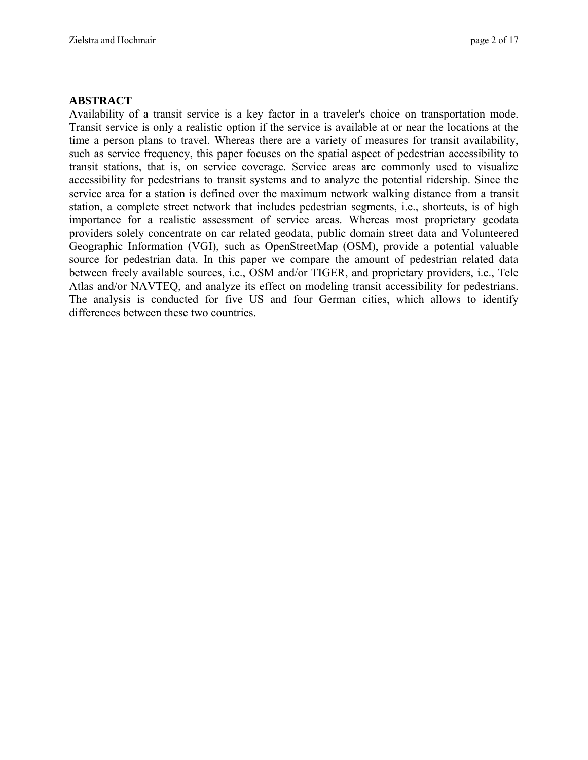## ABSTRACT

Availability of a transit service is a key factor in a traveler's choice on transportation mode. Transit service is only a realistic option if the service is available at or near the locations at the time a person plans to travel. Whereas there are a variety of measures for transit availability, such as service frequency, this paper focuses on the spatial aspect of pedestrian accessibility to transit stations, that is, on service coverage. Service areas are commonly used to visualize accessibility for pedestrians to transit systems and to analyze the potential ridership. Since the service area for a station is defined over the maximum network walking distance from a transit station, a complete street network that includes pedestrian segments, i.e., shortcuts, is of high importance for a realistic assessment of service areas. Whereas most proprietary geodata providers solely concentrate on car related geodata, public domain street data and Volunteered Geographic Information (VGI), such as OpenStreetMap (OSM), provide a potential valuable source for pedestrian data. In this paper we compare the amount of pedestrian related data between freely available sources, i.e., OSM and/or TIGER, and proprietary providers, i.e., Tele Atlas and/or NAVTEQ, and analyze its effect on modeling transit accessibility for pedestrians. The analysis is conducted for five US and four German cities, which allows to identify differences between these two countries.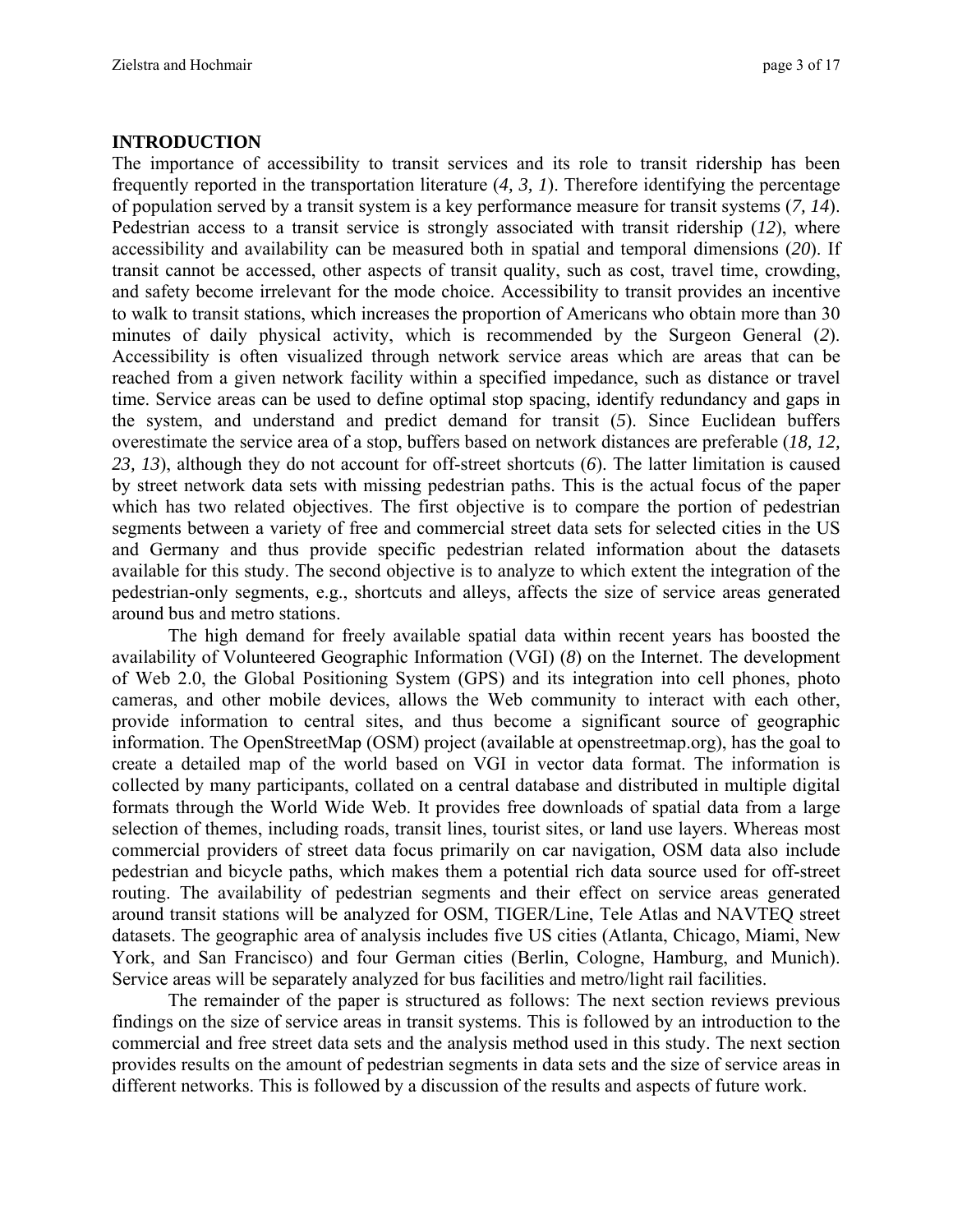## INTRODUCTION

The importance of accessibility to transit services and its role to transit ridership has been frequently reported in the transportation literature (*4, 3, 1*). Therefore identifying the percentage of population served by a transit system is a key performance measure for transit systems (*7, 14*). Pedestrian access to a transit service is strongly associated with transit ridership (*12*), where accessibility and availability can be measured both in spatial and temporal dimensions (*20*). If transit cannot be accessed, other aspects of transit quality, such as cost, travel time, crowding, and safety become irrelevant for the mode choice. Accessibility to transit provides an incentive to walk to transit stations, which increases the proportion of Americans who obtain more than 30 minutes of daily physical activity, which is recommended by the Surgeon General (*2*). Accessibility is often visualized through network service areas which are areas that can be reached from a given network facility within a specified impedance, such as distance or travel time. Service areas can be used to define optimal stop spacing, identify redundancy and gaps in the system, and understand and predict demand for transit (*5*). Since Euclidean buffers overestimate the service area of a stop, buffers based on network distances are preferable (*18, 12, 23, 13*), although they do not account for off-street shortcuts (*6*). The latter limitation is caused by street network data sets with missing pedestrian paths. This is the actual focus of the paper which has two related objectives. The first objective is to compare the portion of pedestrian segments between a variety of free and commercial street data sets for selected cities in the US and Germany and thus provide specific pedestrian related information about the datasets available for this study. The second objective is to analyze to which extent the integration of the pedestrian-only segments, e.g., shortcuts and alleys, affects the size of service areas generated around bus and metro stations.

The high demand for freely available spatial data within recent years has boosted the availability of Volunteered Geographic Information (VGI) (*8*) on the Internet. The development of Web 2.0, the Global Positioning System (GPS) and its integration into cell phones, photo cameras, and other mobile devices, allows the Web community to interact with each other, provide information to central sites, and thus become a significant source of geographic information. The OpenStreetMap (OSM) project (available at openstreetmap.org), has the goal to create a detailed map of the world based on VGI in vector data format. The information is collected by many participants, collated on a central database and distributed in multiple digital formats through the World Wide Web. It provides free downloads of spatial data from a large selection of themes, including roads, transit lines, tourist sites, or land use layers. Whereas most commercial providers of street data focus primarily on car navigation, OSM data also include pedestrian and bicycle paths, which makes them a potential rich data source used for off-street routing. The availability of pedestrian segments and their effect on service areas generated around transit stations will be analyzed for OSM, TIGER/Line, Tele Atlas and NAVTEQ street datasets. The geographic area of analysis includes five US cities (Atlanta, Chicago, Miami, New York, and San Francisco) and four German cities (Berlin, Cologne, Hamburg, and Munich). Service areas will be separately analyzed for bus facilities and metro/light rail facilities.

The remainder of the paper is structured as follows: The next section reviews previous findings on the size of service areas in transit systems. This is followed by an introduction to the commercial and free street data sets and the analysis method used in this study. The next section provides results on the amount of pedestrian segments in data sets and the size of service areas in different networks. This is followed by a discussion of the results and aspects of future work.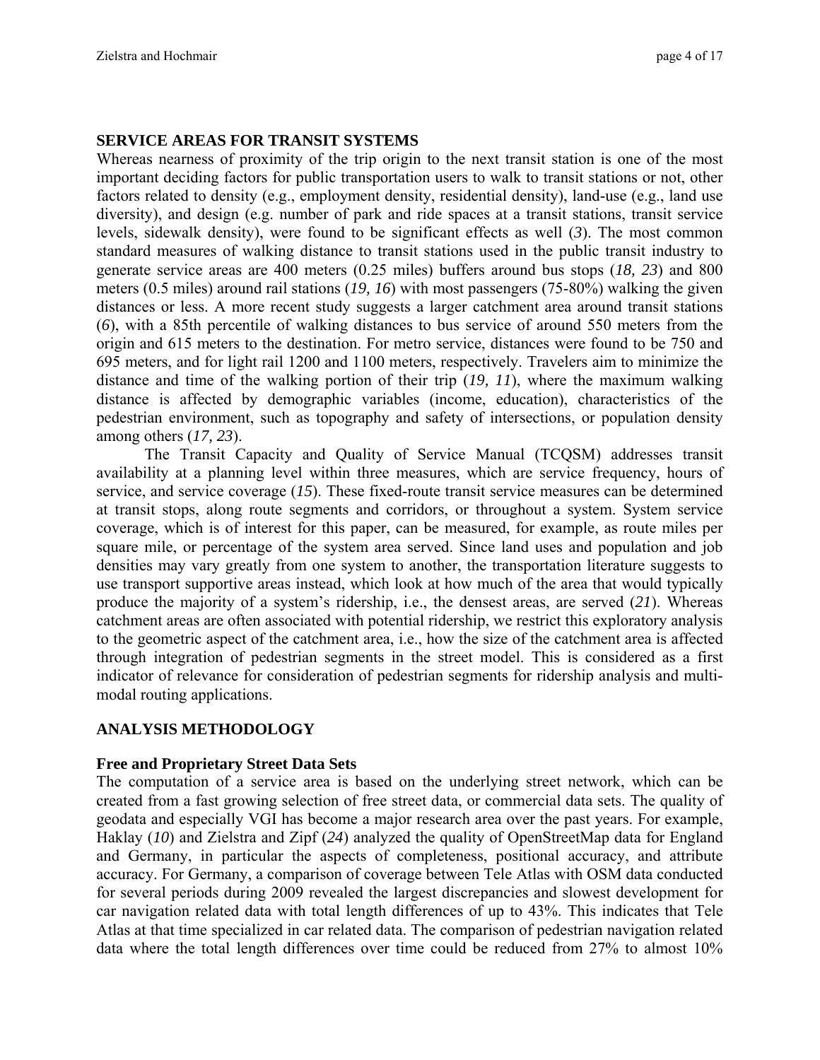## SERVICE AREAS FOR TRANSIT SYSTEMS

Whereas nearness of proximity of the trip origin to the next transit station is one of the most important deciding factors for public transportation users to walk to transit stations or not, other factors related to density (e.g., employment density, residential density), land-use (e.g., land use diversity), and design (e.g. number of park and ride spaces at a transit stations, transit service levels, sidewalk density), were found to be significant effects as well (*3*). The most common standard measures of walking distance to transit stations used in the public transit industry to generate service areas are 400 meters (0.25 miles) buffers around bus stops (*18, 23*) and 800 meters (0.5 miles) around rail stations (*19, 16*) with most passengers (75-80%) walking the given distances or less. A more recent study suggests a larger catchment area around transit stations (*6*), with a 85th percentile of walking distances to bus service of around 550 meters from the origin and 615 meters to the destination. For metro service, distances were found to be 750 and 695 meters, and for light rail 1200 and 1100 meters, respectively. Travelers aim to minimize the distance and time of the walking portion of their trip (*19, 11*), where the maximum walking distance is affected by demographic variables (income, education), characteristics of the pedestrian environment, such as topography and safety of intersections, or population density among others (*17, 23*).

The Transit Capacity and Quality of Service Manual (TCQSM) addresses transit availability at a planning level within three measures, which are service frequency, hours of service, and service coverage (*15*). These fixed-route transit service measures can be determined at transit stops, along route segments and corridors, or throughout a system. System service coverage, which is of interest for this paper, can be measured, for example, as route miles per square mile, or percentage of the system area served. Since land uses and population and job densities may vary greatly from one system to another, the transportation literature suggests to use transport supportive areas instead, which look at how much of the area that would typically produce the majority of a system's ridership, i.e., the densest areas, are served (*21*). Whereas catchment areas are often associated with potential ridership, we restrict this exploratory analysis to the geometric aspect of the catchment area, i.e., how the size of the catchment area is affected through integration of pedestrian segments in the street model. This is considered as a first indicator of relevance for consideration of pedestrian segments for ridership analysis and multi-modal routing applications.

## ANALYSIS METHODOLOGY

### Free and Proprietary Street Data Sets

The computation of a service area is based on the underlying street network, which can be created from a fast growing selection of free street data, or commercial data sets. The quality of geodata and especially VGI has become a major research area over the past years. For example, Haklay (*10*) and Zielstra and Zipf (*24*) analyzed the quality of OpenStreetMap data for England and Germany, in particular the aspects of completeness, positional accuracy, and attribute accuracy. For Germany, a comparison of coverage between Tele Atlas with OSM data conducted for several periods during 2009 revealed the largest discrepancies and slowest development for car navigation related data with total length differences of up to 43%. This indicates that Tele Atlas at that time specialized in car related data. The comparison of pedestrian navigation related data where the total length differences over time could be reduced from 27% to almost 10%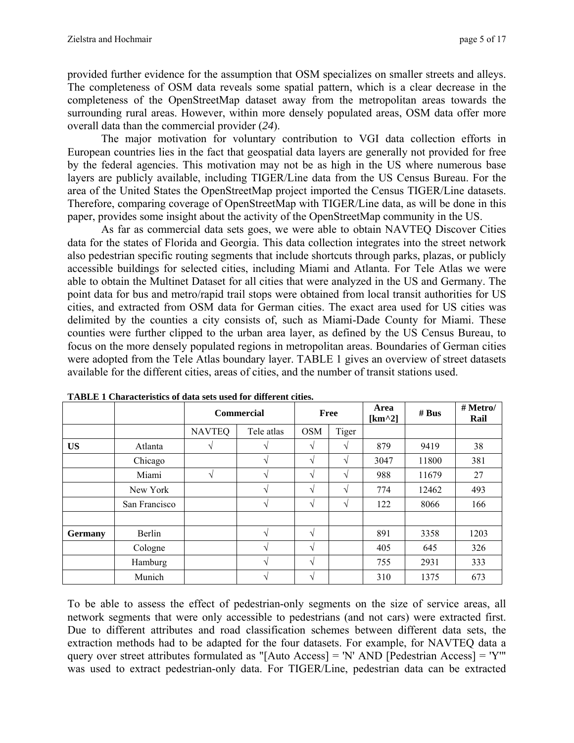provided further evidence for the assumption that OSM specializes on smaller streets and alleys. The completeness of OSM data reveals some spatial pattern, which is a clear decrease in the completeness of the OpenStreetMap dataset away from the metropolitan areas towards the surrounding rural areas. However, within more densely populated areas, OSM data offer more overall data than the commercial provider (*24*).

The major motivation for voluntary contribution to VGI data collection efforts in European countries lies in the fact that geospatial data layers are generally not provided for free by the federal agencies. This motivation may not be as high in the US where numerous base layers are publicly available, including TIGER/Line data from the US Census Bureau. For the area of the United States the OpenStreetMap project imported the Census TIGER/Line datasets. Therefore, comparing coverage of OpenStreetMap with TIGER/Line data, as will be done in this paper, provides some insight about the activity of the OpenStreetMap community in the US.

As far as commercial data sets goes, we were able to obtain NAVTEQ Discover Cities data for the states of Florida and Georgia. This data collection integrates into the street network also pedestrian specific routing segments that include shortcuts through parks, plazas, or publicly accessible buildings for selected cities, including Miami and Atlanta. For Tele Atlas we were able to obtain the Multinet Dataset for all cities that were analyzed in the US and Germany. The point data for bus and metro/rapid trail stops were obtained from local transit authorities for US cities, and extracted from OSM data for German cities. The exact area used for US cities was delimited by the counties a city consists of, such as Miami-Dade County for Miami. These counties were further clipped to the urban area layer, as defined by the US Census Bureau, to focus on the more densely populated regions in metropolitan areas. Boundaries of German cities were adopted from the Tele Atlas boundary layer. TABLE 1 gives an overview of street datasets available for the different cities, areas of cities, and the number of transit stations used.

**TABLE 1 Characteristics of data sets used for different cities.**

| | | **Commercial** | | **Free** | | **Area [km^2]** | **# Bus** | **# Metro/ Rail** |
|---|---|---|---|---|---|---|---|---|
| | | NAVTEQ | Tele atlas | OSM | Tiger | | | |
| **US** | Atlanta | √ | √ | √ | √ | 879 | 9419 | 38 |
| | Chicago | | √ | √ | √ | 3047 | 11800 | 381 |
| | Miami | √ | √ | √ | √ | 988 | 11679 | 27 |
| | New York | | √ | √ | √ | 774 | 12462 | 493 |
| | San Francisco | | √ | √ | √ | 122 | 8066 | 166 |
| | | | | | | | | |
| **Germany** | Berlin | | √ | √ | | 891 | 3358 | 1203 |
| | Cologne | | √ | √ | | 405 | 645 | 326 |
| | Hamburg | | √ | √ | | 755 | 2931 | 333 |
| | Munich | | √ | √ | | 310 | 1375 | 673 |

To be able to assess the effect of pedestrian-only segments on the size of service areas, all network segments that were only accessible to pedestrians (and not cars) were extracted first. Due to different attributes and road classification schemes between different data sets, the extraction methods had to be adapted for the four datasets. For example, for NAVTEQ data a query over street attributes formulated as "[Auto Access] = 'N' AND [Pedestrian Access] = 'Y'" was used to extract pedestrian-only data. For TIGER/Line, pedestrian data can be extracted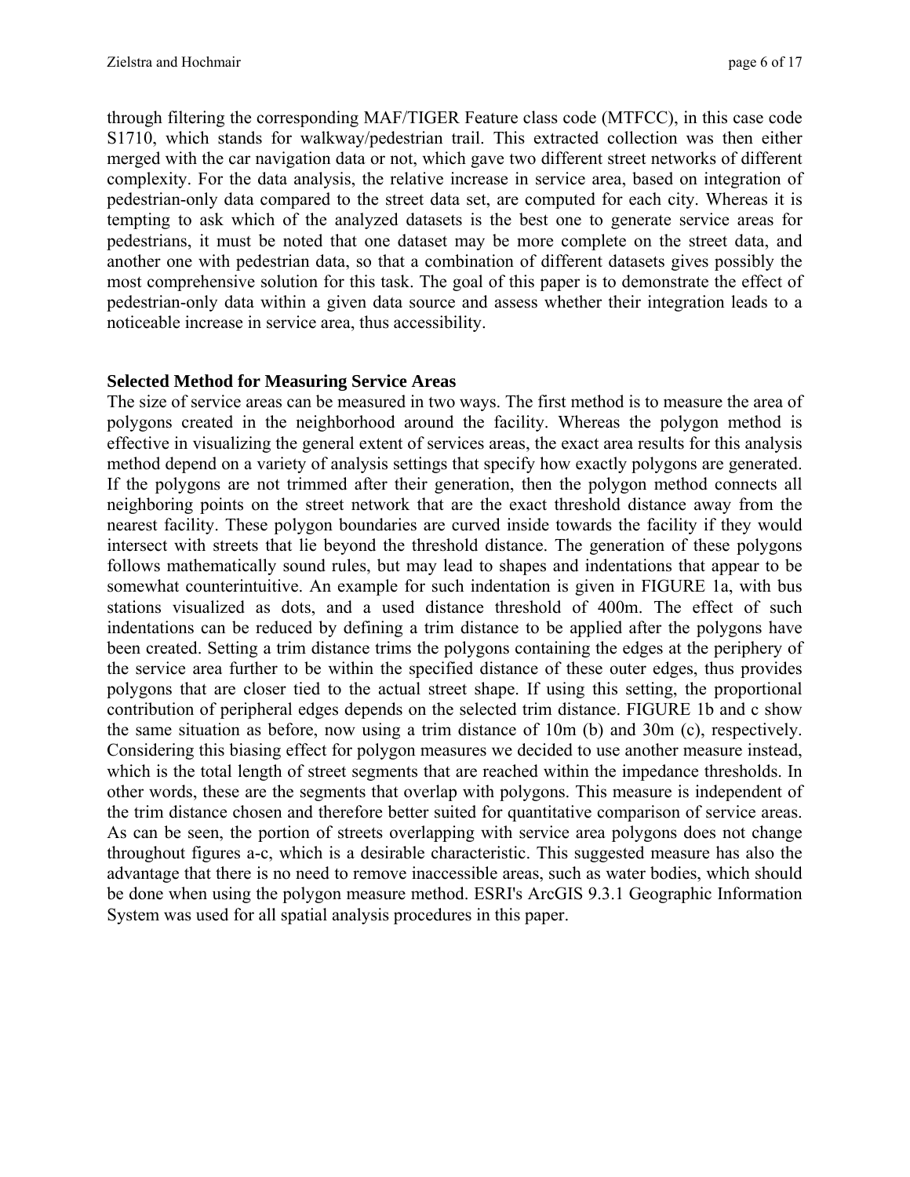through filtering the corresponding MAF/TIGER Feature class code (MTFCC), in this case code S1710, which stands for walkway/pedestrian trail. This extracted collection was then either merged with the car navigation data or not, which gave two different street networks of different complexity. For the data analysis, the relative increase in service area, based on integration of pedestrian-only data compared to the street data set, are computed for each city. Whereas it is tempting to ask which of the analyzed datasets is the best one to generate service areas for pedestrians, it must be noted that one dataset may be more complete on the street data, and another one with pedestrian data, so that a combination of different datasets gives possibly the most comprehensive solution for this task. The goal of this paper is to demonstrate the effect of pedestrian-only data within a given data source and assess whether their integration leads to a noticeable increase in service area, thus accessibility.

**Selected Method for Measuring Service Areas**

The size of service areas can be measured in two ways. The first method is to measure the area of polygons created in the neighborhood around the facility. Whereas the polygon method is effective in visualizing the general extent of services areas, the exact area results for this analysis method depend on a variety of analysis settings that specify how exactly polygons are generated. If the polygons are not trimmed after their generation, then the polygon method connects all neighboring points on the street network that are the exact threshold distance away from the nearest facility. These polygon boundaries are curved inside towards the facility if they would intersect with streets that lie beyond the threshold distance. The generation of these polygons follows mathematically sound rules, but may lead to shapes and indentations that appear to be somewhat counterintuitive. An example for such indentation is given in FIGURE 1a, with bus stations visualized as dots, and a used distance threshold of 400m. The effect of such indentations can be reduced by defining a trim distance to be applied after the polygons have been created. Setting a trim distance trims the polygons containing the edges at the periphery of the service area further to be within the specified distance of these outer edges, thus provides polygons that are closer tied to the actual street shape. If using this setting, the proportional contribution of peripheral edges depends on the selected trim distance. FIGURE 1b and c show the same situation as before, now using a trim distance of 10m (b) and 30m (c), respectively. Considering this biasing effect for polygon measures we decided to use another measure instead, which is the total length of street segments that are reached within the impedance thresholds. In other words, these are the segments that overlap with polygons. This measure is independent of the trim distance chosen and therefore better suited for quantitative comparison of service areas. As can be seen, the portion of streets overlapping with service area polygons does not change throughout figures a-c, which is a desirable characteristic. This suggested measure has also the advantage that there is no need to remove inaccessible areas, such as water bodies, which should be done when using the polygon measure method. ESRI's ArcGIS 9.3.1 Geographic Information System was used for all spatial analysis procedures in this paper.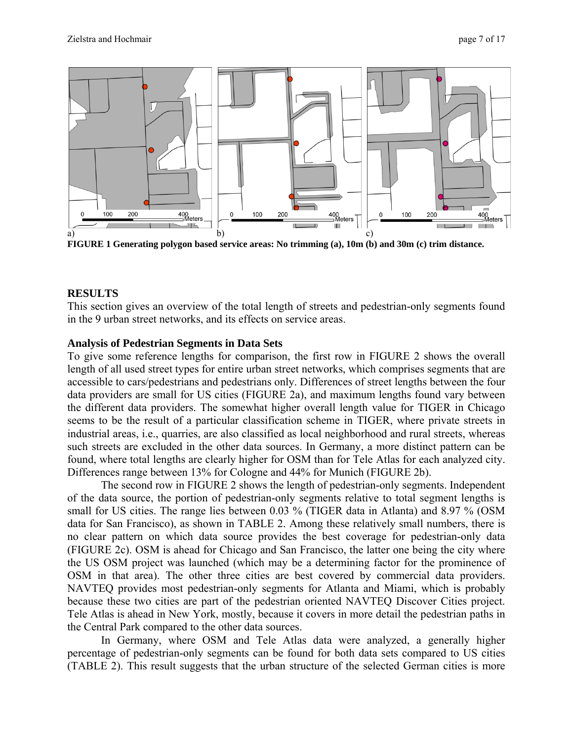**FIGURE 1 Generating polygon based service areas: No trimming (a), 10m (b) and 30m (c) trim distance.**

## RESULTS

This section gives an overview of the total length of streets and pedestrian-only segments found in the 9 urban street networks, and its effects on service areas.

### Analysis of Pedestrian Segments in Data Sets

To give some reference lengths for comparison, the first row in FIGURE 2 shows the overall length of all used street types for entire urban street networks, which comprises segments that are accessible to cars/pedestrians and pedestrians only. Differences of street lengths between the four data providers are small for US cities (FIGURE 2a), and maximum lengths found vary between the different data providers. The somewhat higher overall length value for TIGER in Chicago seems to be the result of a particular classification scheme in TIGER, where private streets in industrial areas, i.e., quarries, are also classified as local neighborhood and rural streets, whereas such streets are excluded in the other data sources. In Germany, a more distinct pattern can be found, where total lengths are clearly higher for OSM than for Tele Atlas for each analyzed city. Differences range between 13% for Cologne and 44% for Munich (FIGURE 2b).

The second row in FIGURE 2 shows the length of pedestrian-only segments. Independent of the data source, the portion of pedestrian-only segments relative to total segment lengths is small for US cities. The range lies between 0.03 % (TIGER data in Atlanta) and 8.97 % (OSM data for San Francisco), as shown in TABLE 2. Among these relatively small numbers, there is no clear pattern on which data source provides the best coverage for pedestrian-only data (FIGURE 2c). OSM is ahead for Chicago and San Francisco, the latter one being the city where the US OSM project was launched (which may be a determining factor for the prominence of OSM in that area). The other three cities are best covered by commercial data providers. NAVTEQ provides most pedestrian-only segments for Atlanta and Miami, which is probably because these two cities are part of the pedestrian oriented NAVTEQ Discover Cities project. Tele Atlas is ahead in New York, mostly, because it covers in more detail the pedestrian paths in the Central Park compared to the other data sources.

In Germany, where OSM and Tele Atlas data were analyzed, a generally higher percentage of pedestrian-only segments can be found for both data sets compared to US cities (TABLE 2). This result suggests that the urban structure of the selected German cities is more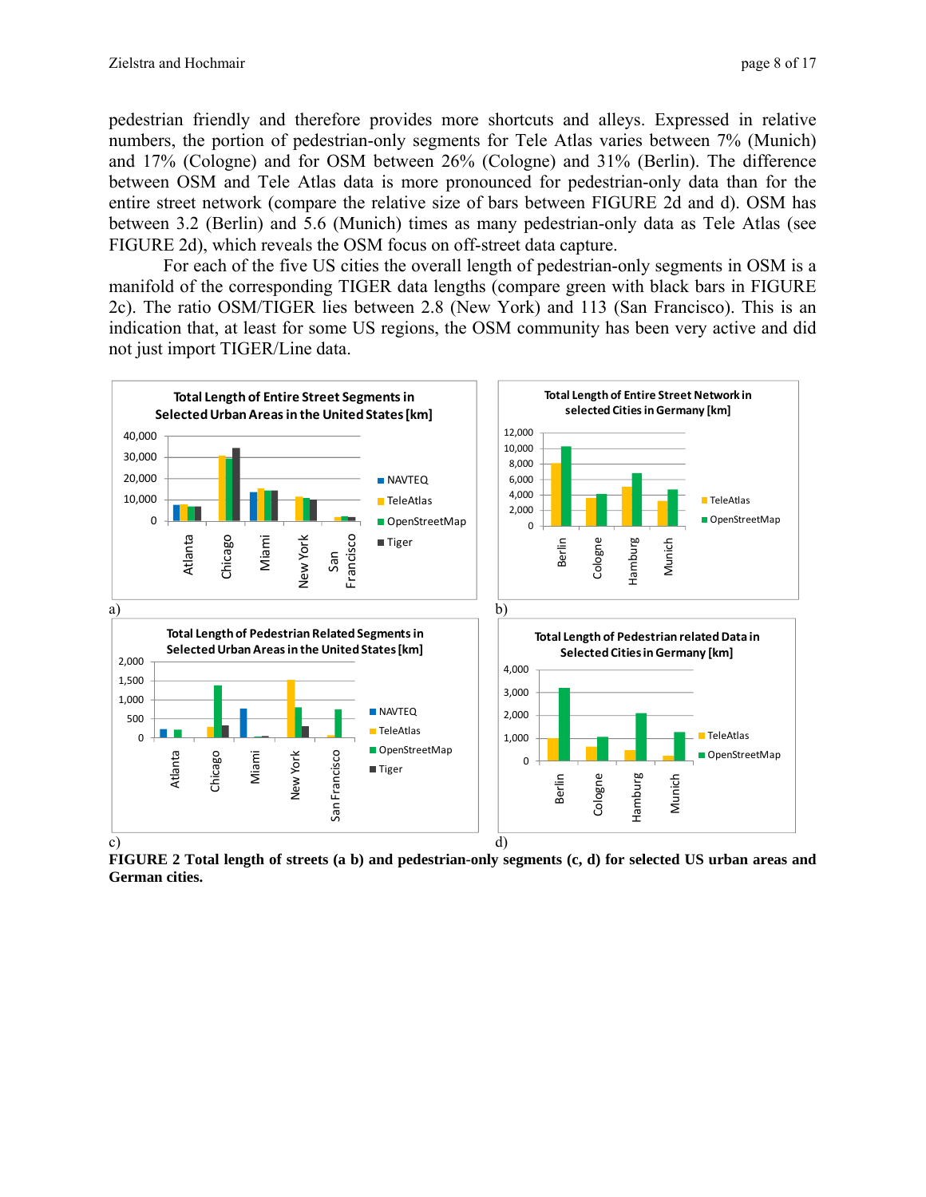pedestrian friendly and therefore provides more shortcuts and alleys. Expressed in relative numbers, the portion of pedestrian-only segments for Tele Atlas varies between 7% (Munich) and 17% (Cologne) and for OSM between 26% (Cologne) and 31% (Berlin). The difference between OSM and Tele Atlas data is more pronounced for pedestrian-only data than for the entire street network (compare the relative size of bars between FIGURE 2d and d). OSM has between 3.2 (Berlin) and 5.6 (Munich) times as many pedestrian-only data as Tele Atlas (see FIGURE 2d), which reveals the OSM focus on off-street data capture.

For each of the five US cities the overall length of pedestrian-only segments in OSM is a manifold of the corresponding TIGER data lengths (compare green with black bars in FIGURE 2c). The ratio OSM/TIGER lies between 2.8 (New York) and 113 (San Francisco). This is an indication that, at least for some US regions, the OSM community has been very active and did not just import TIGER/Line data.

**FIGURE 2 Total length of streets (a b) and pedestrian-only segments (c, d) for selected US urban areas and German cities.**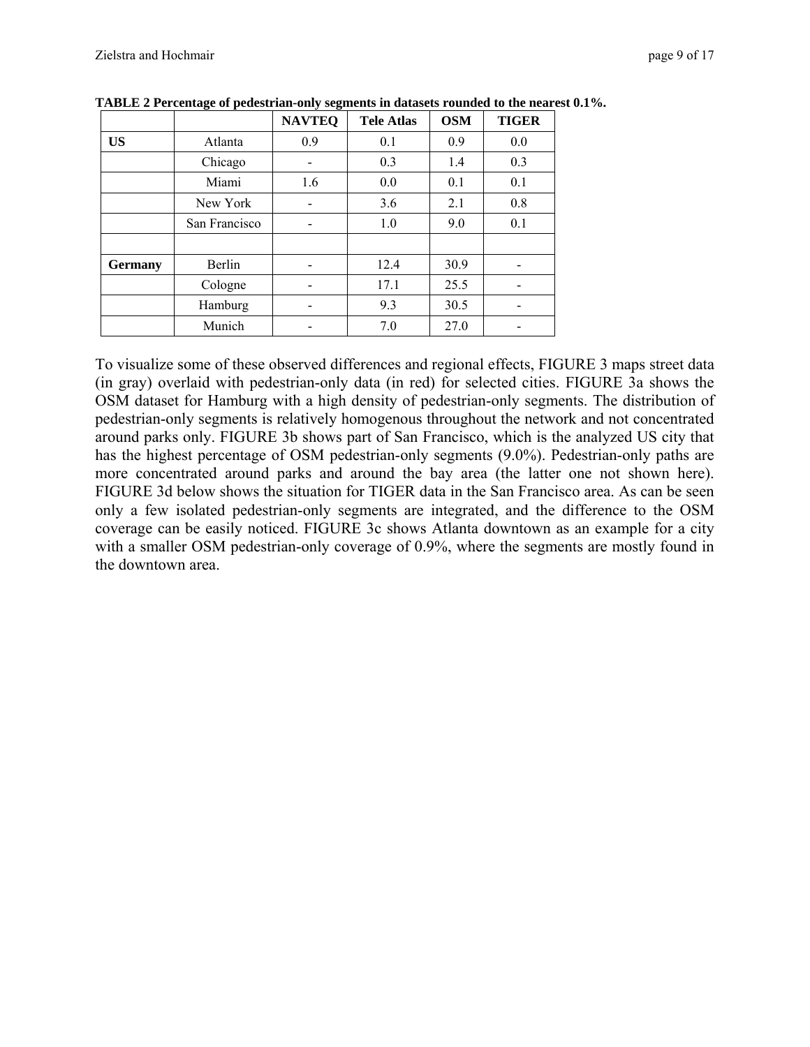**TABLE 2 Percentage of pedestrian-only segments in datasets rounded to the nearest 0.1%.**

| | | NAVTEQ | Tele Atlas | OSM | TIGER |
|---|---|---|---|---|---|
| **US** | Atlanta | 0.9 | 0.1 | 0.9 | 0.0 |
| | Chicago | - | 0.3 | 1.4 | 0.3 |
| | Miami | 1.6 | 0.0 | 0.1 | 0.1 |
| | New York | - | 3.6 | 2.1 | 0.8 |
| | San Francisco | - | 1.0 | 9.0 | 0.1 |
| | | | | | |
| **Germany** | Berlin | - | 12.4 | 30.9 | - |
| | Cologne | - | 17.1 | 25.5 | - |
| | Hamburg | - | 9.3 | 30.5 | - |
| | Munich | - | 7.0 | 27.0 | - |

To visualize some of these observed differences and regional effects, FIGURE 3 maps street data (in gray) overlaid with pedestrian-only data (in red) for selected cities. FIGURE 3a shows the OSM dataset for Hamburg with a high density of pedestrian-only segments. The distribution of pedestrian-only segments is relatively homogenous throughout the network and not concentrated around parks only. FIGURE 3b shows part of San Francisco, which is the analyzed US city that has the highest percentage of OSM pedestrian-only segments (9.0%). Pedestrian-only paths are more concentrated around parks and around the bay area (the latter one not shown here). FIGURE 3d below shows the situation for TIGER data in the San Francisco area. As can be seen only a few isolated pedestrian-only segments are integrated, and the difference to the OSM coverage can be easily noticed. FIGURE 3c shows Atlanta downtown as an example for a city with a smaller OSM pedestrian-only coverage of 0.9%, where the segments are mostly found in the downtown area.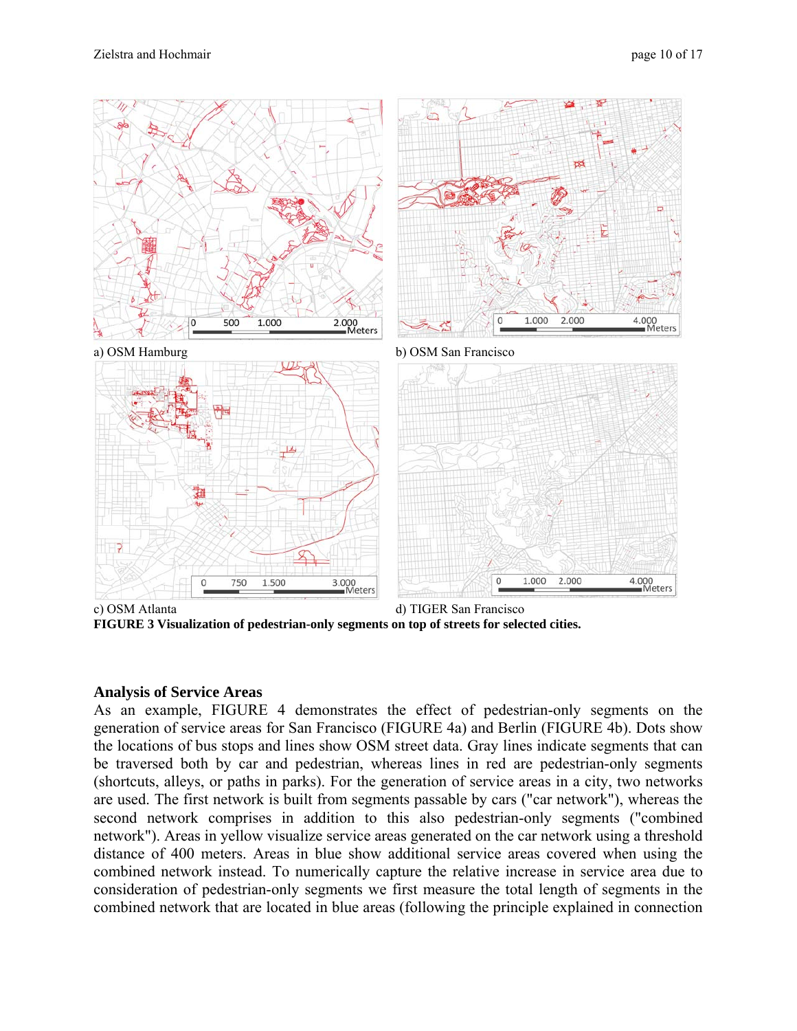a) OSM Hamburg

b) OSM San Francisco

c) OSM Atlanta

d) TIGER San Francisco

**FIGURE 3 Visualization of pedestrian-only segments on top of streets for selected cities.**

## Analysis of Service Areas

As an example, FIGURE 4 demonstrates the effect of pedestrian-only segments on the generation of service areas for San Francisco (FIGURE 4a) and Berlin (FIGURE 4b). Dots show the locations of bus stops and lines show OSM street data. Gray lines indicate segments that can be traversed both by car and pedestrian, whereas lines in red are pedestrian-only segments (shortcuts, alleys, or paths in parks). For the generation of service areas in a city, two networks are used. The first network is built from segments passable by cars ("car network"), whereas the second network comprises in addition to this also pedestrian-only segments ("combined network"). Areas in yellow visualize service areas generated on the car network using a threshold distance of 400 meters. Areas in blue show additional service areas covered when using the combined network instead. To numerically capture the relative increase in service area due to consideration of pedestrian-only segments we first measure the total length of segments in the combined network that are located in blue areas (following the principle explained in connection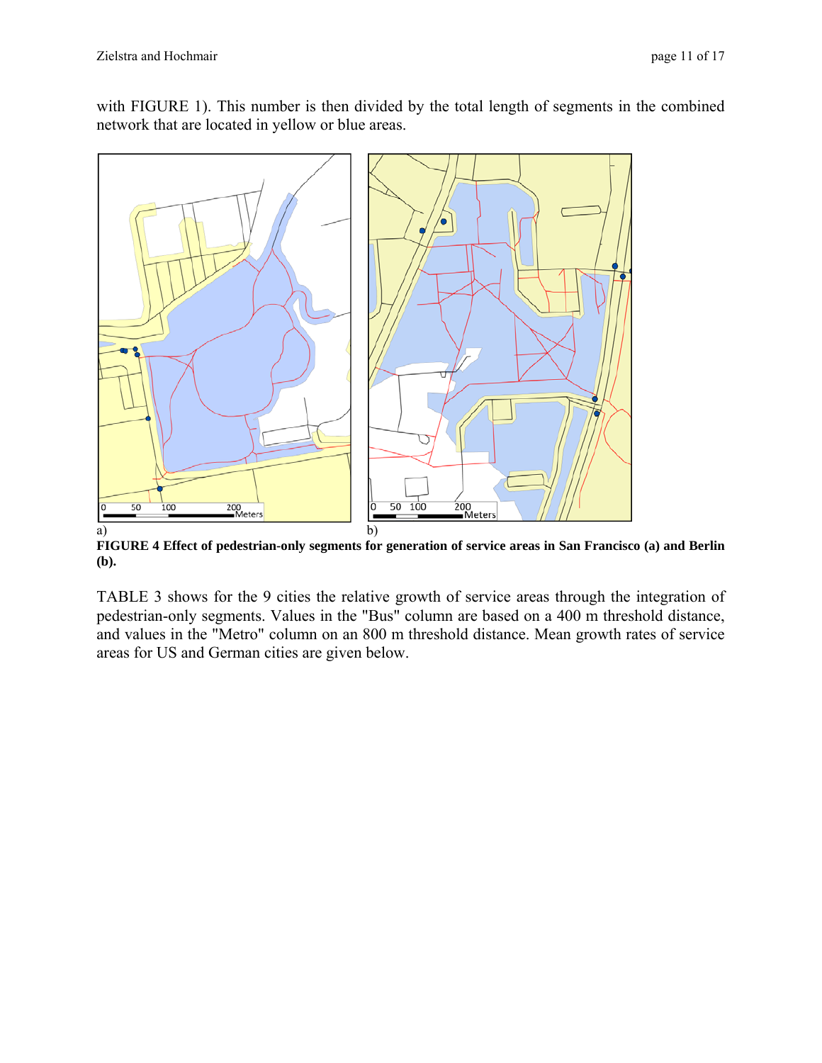with FIGURE 1). This number is then divided by the total length of segments in the combined network that are located in yellow or blue areas.

a) b)

**FIGURE 4 Effect of pedestrian-only segments for generation of service areas in San Francisco (a) and Berlin (b).**

TABLE 3 shows for the 9 cities the relative growth of service areas through the integration of pedestrian-only segments. Values in the "Bus" column are based on a 400 m threshold distance, and values in the "Metro" column on an 800 m threshold distance. Mean growth rates of service areas for US and German cities are given below.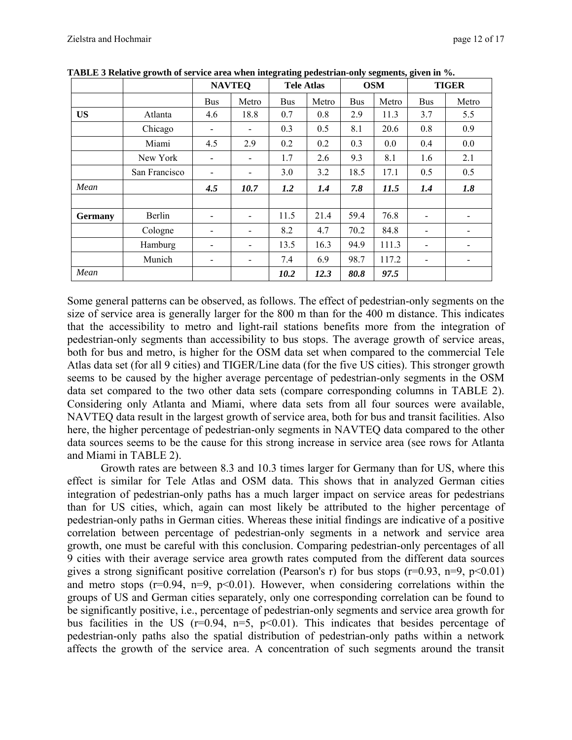**TABLE 3 Relative growth of service area when integrating pedestrian-only segments, given in %.**

| | | NAVTEQ | | Tele Atlas | | OSM | | TIGER | |
|---|---|---|---|---|---|---|---|---|---|
| | | Bus | Metro | Bus | Metro | Bus | Metro | Bus | Metro |
| **US** | Atlanta | 4.6 | 18.8 | 0.7 | 0.8 | 2.9 | 11.3 | 3.7 | 5.5 |
| | Chicago | - | - | 0.3 | 0.5 | 8.1 | 20.6 | 0.8 | 0.9 |
| | Miami | 4.5 | 2.9 | 0.2 | 0.2 | 0.3 | 0.0 | 0.4 | 0.0 |
| | New York | - | - | 1.7 | 2.6 | 9.3 | 8.1 | 1.6 | 2.1 |
| | San Francisco | - | - | 3.0 | 3.2 | 18.5 | 17.1 | 0.5 | 0.5 |
| *Mean* | | ***4.5*** | ***10.7*** | ***1.2*** | ***1.4*** | ***7.8*** | ***11.5*** | ***1.4*** | ***1.8*** |
| | | | | | | | | | |
| **Germany** | Berlin | - | - | 11.5 | 21.4 | 59.4 | 76.8 | - | - |
| | Cologne | - | - | 8.2 | 4.7 | 70.2 | 84.8 | - | - |
| | Hamburg | - | - | 13.5 | 16.3 | 94.9 | 111.3 | - | - |
| | Munich | - | - | 7.4 | 6.9 | 98.7 | 117.2 | - | - |
| *Mean* | | | | ***10.2*** | ***12.3*** | ***80.8*** | ***97.5*** | | |

Some general patterns can be observed, as follows. The effect of pedestrian-only segments on the size of service area is generally larger for the 800 m than for the 400 m distance. This indicates that the accessibility to metro and light-rail stations benefits more from the integration of pedestrian-only segments than accessibility to bus stops. The average growth of service areas, both for bus and metro, is higher for the OSM data set when compared to the commercial Tele Atlas data set (for all 9 cities) and TIGER/Line data (for the five US cities). This stronger growth seems to be caused by the higher average percentage of pedestrian-only segments in the OSM data set compared to the two other data sets (compare corresponding columns in TABLE 2). Considering only Atlanta and Miami, where data sets from all four sources were available, NAVTEQ data result in the largest growth of service area, both for bus and transit facilities. Also here, the higher percentage of pedestrian-only segments in NAVTEQ data compared to the other data sources seems to be the cause for this strong increase in service area (see rows for Atlanta and Miami in TABLE 2).

Growth rates are between 8.3 and 10.3 times larger for Germany than for US, where this effect is similar for Tele Atlas and OSM data. This shows that in analyzed German cities integration of pedestrian-only paths has a much larger impact on service areas for pedestrians than for US cities, which, again can most likely be attributed to the higher percentage of pedestrian-only paths in German cities. Whereas these initial findings are indicative of a positive correlation between percentage of pedestrian-only segments in a network and service area growth, one must be careful with this conclusion. Comparing pedestrian-only percentages of all 9 cities with their average service area growth rates computed from the different data sources gives a strong significant positive correlation (Pearson's r) for bus stops ($r=0.93$, $n=9$, $p<0.01$) and metro stops ($r=0.94$, $n=9$, $p<0.01$). However, when considering correlations within the groups of US and German cities separately, only one corresponding correlation can be found to be significantly positive, i.e., percentage of pedestrian-only segments and service area growth for bus facilities in the US ($r=0.94$, $n=5$, $p<0.01$). This indicates that besides percentage of pedestrian-only paths also the spatial distribution of pedestrian-only paths within a network affects the growth of the service area. A concentration of such segments around the transit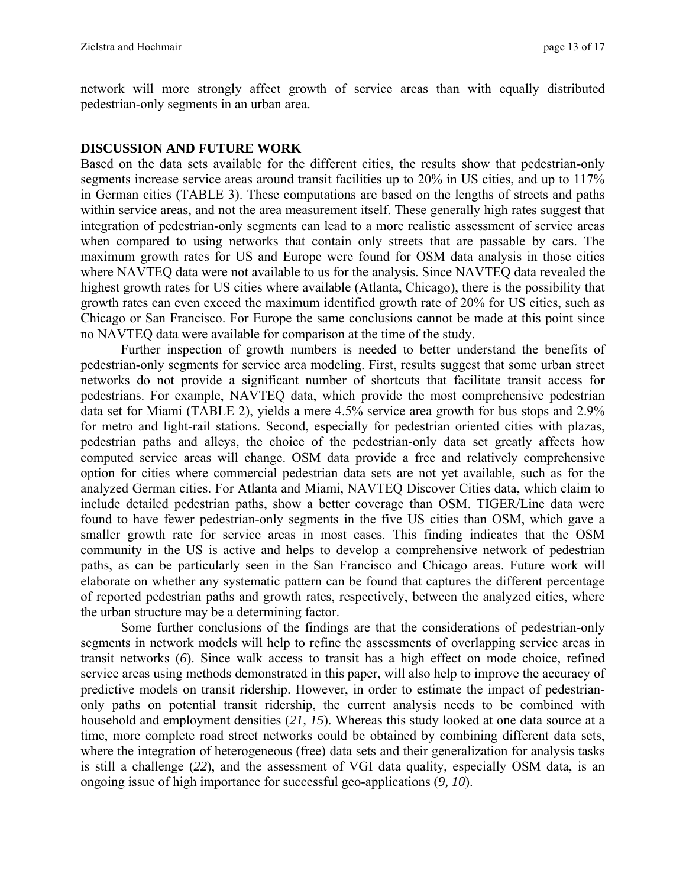network will more strongly affect growth of service areas than with equally distributed pedestrian-only segments in an urban area.

## DISCUSSION AND FUTURE WORK

Based on the data sets available for the different cities, the results show that pedestrian-only segments increase service areas around transit facilities up to 20% in US cities, and up to 117% in German cities (TABLE 3). These computations are based on the lengths of streets and paths within service areas, and not the area measurement itself. These generally high rates suggest that integration of pedestrian-only segments can lead to a more realistic assessment of service areas when compared to using networks that contain only streets that are passable by cars. The maximum growth rates for US and Europe were found for OSM data analysis in those cities where NAVTEQ data were not available to us for the analysis. Since NAVTEQ data revealed the highest growth rates for US cities where available (Atlanta, Chicago), there is the possibility that growth rates can even exceed the maximum identified growth rate of 20% for US cities, such as Chicago or San Francisco. For Europe the same conclusions cannot be made at this point since no NAVTEQ data were available for comparison at the time of the study.

Further inspection of growth numbers is needed to better understand the benefits of pedestrian-only segments for service area modeling. First, results suggest that some urban street networks do not provide a significant number of shortcuts that facilitate transit access for pedestrians. For example, NAVTEQ data, which provide the most comprehensive pedestrian data set for Miami (TABLE 2), yields a mere 4.5% service area growth for bus stops and 2.9% for metro and light-rail stations. Second, especially for pedestrian oriented cities with plazas, pedestrian paths and alleys, the choice of the pedestrian-only data set greatly affects how computed service areas will change. OSM data provide a free and relatively comprehensive option for cities where commercial pedestrian data sets are not yet available, such as for the analyzed German cities. For Atlanta and Miami, NAVTEQ Discover Cities data, which claim to include detailed pedestrian paths, show a better coverage than OSM. TIGER/Line data were found to have fewer pedestrian-only segments in the five US cities than OSM, which gave a smaller growth rate for service areas in most cases. This finding indicates that the OSM community in the US is active and helps to develop a comprehensive network of pedestrian paths, as can be particularly seen in the San Francisco and Chicago areas. Future work will elaborate on whether any systematic pattern can be found that captures the different percentage of reported pedestrian paths and growth rates, respectively, between the analyzed cities, where the urban structure may be a determining factor.

Some further conclusions of the findings are that the considerations of pedestrian-only segments in network models will help to refine the assessments of overlapping service areas in transit networks (*6*). Since walk access to transit has a high effect on mode choice, refined service areas using methods demonstrated in this paper, will also help to improve the accuracy of predictive models on transit ridership. However, in order to estimate the impact of pedestrian-only paths on potential transit ridership, the current analysis needs to be combined with household and employment densities (*21, 15*). Whereas this study looked at one data source at a time, more complete road street networks could be obtained by combining different data sets, where the integration of heterogeneous (free) data sets and their generalization for analysis tasks is still a challenge (*22*), and the assessment of VGI data quality, especially OSM data, is an ongoing issue of high importance for successful geo-applications (*9, 10*).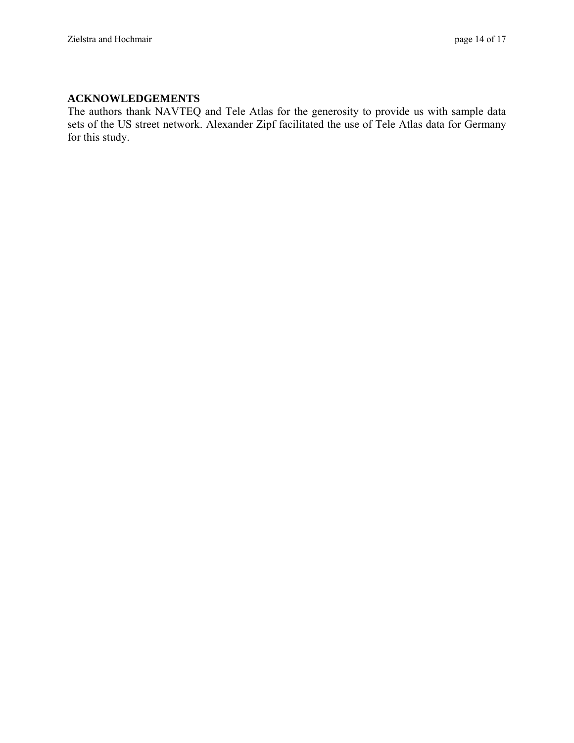## ACKNOWLEDGEMENTS

The authors thank NAVTEQ and Tele Atlas for the generosity to provide us with sample data sets of the US street network. Alexander Zipf facilitated the use of Tele Atlas data for Germany for this study.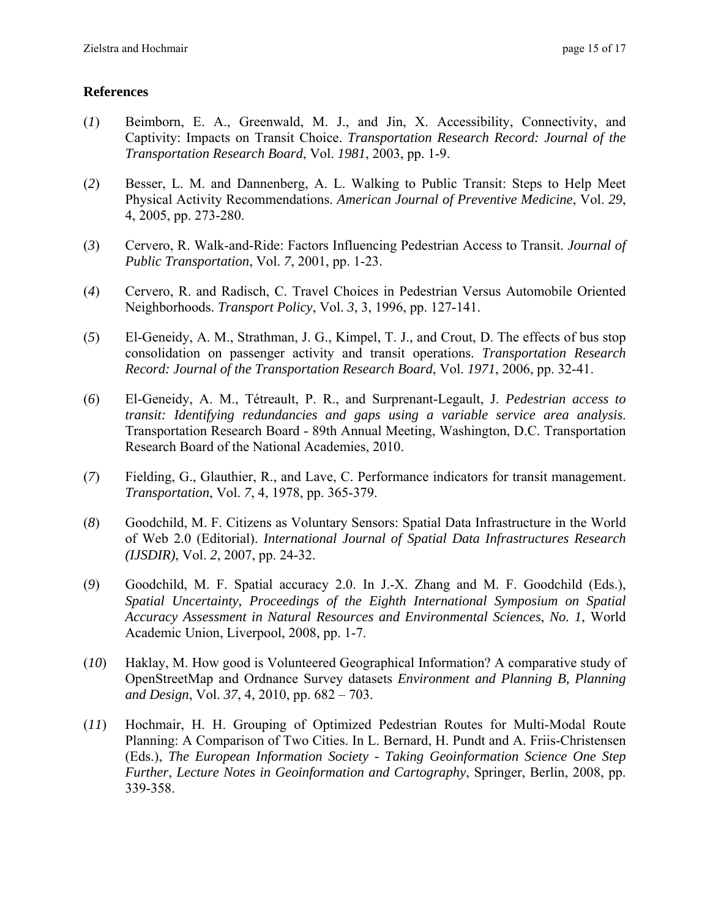## References

(*1*) Beimborn, E. A., Greenwald, M. J., and Jin, X. Accessibility, Connectivity, and Captivity: Impacts on Transit Choice. *Transportation Research Record: Journal of the Transportation Research Board*, Vol. *1981*, 2003, pp. 1-9.

(*2*) Besser, L. M. and Dannenberg, A. L. Walking to Public Transit: Steps to Help Meet Physical Activity Recommendations. *American Journal of Preventive Medicine*, Vol. *29*, 4, 2005, pp. 273-280.

(*3*) Cervero, R. Walk-and-Ride: Factors Influencing Pedestrian Access to Transit. *Journal of Public Transportation*, Vol. *7*, 2001, pp. 1-23.

(*4*) Cervero, R. and Radisch, C. Travel Choices in Pedestrian Versus Automobile Oriented Neighborhoods. *Transport Policy*, Vol. *3*, 3, 1996, pp. 127-141.

(*5*) El-Geneidy, A. M., Strathman, J. G., Kimpel, T. J., and Crout, D. The effects of bus stop consolidation on passenger activity and transit operations. *Transportation Research Record: Journal of the Transportation Research Board*, Vol. *1971*, 2006, pp. 32-41.

(*6*) El-Geneidy, A. M., Tétreault, P. R., and Surprenant-Legault, J. *Pedestrian access to transit: Identifying redundancies and gaps using a variable service area analysis*. Transportation Research Board - 89th Annual Meeting, Washington, D.C. Transportation Research Board of the National Academies, 2010.

(*7*) Fielding, G., Glauthier, R., and Lave, C. Performance indicators for transit management. *Transportation*, Vol. *7*, 4, 1978, pp. 365-379.

(*8*) Goodchild, M. F. Citizens as Voluntary Sensors: Spatial Data Infrastructure in the World of Web 2.0 (Editorial). *International Journal of Spatial Data Infrastructures Research (IJSDIR)*, Vol. *2*, 2007, pp. 24-32.

(*9*) Goodchild, M. F. Spatial accuracy 2.0. In J.-X. Zhang and M. F. Goodchild (Eds.), *Spatial Uncertainty, Proceedings of the Eighth International Symposium on Spatial Accuracy Assessment in Natural Resources and Environmental Sciences*, *No. 1*, World Academic Union, Liverpool, 2008, pp. 1-7.

(*10*) Haklay, M. How good is Volunteered Geographical Information? A comparative study of OpenStreetMap and Ordnance Survey datasets *Environment and Planning B, Planning and Design*, Vol. *37*, 4, 2010, pp. 682 – 703.

(*11*) Hochmair, H. H. Grouping of Optimized Pedestrian Routes for Multi-Modal Route Planning: A Comparison of Two Cities. In L. Bernard, H. Pundt and A. Friis-Christensen (Eds.), *The European Information Society - Taking Geoinformation Science One Step Further*, *Lecture Notes in Geoinformation and Cartography*, Springer, Berlin, 2008, pp. 339-358.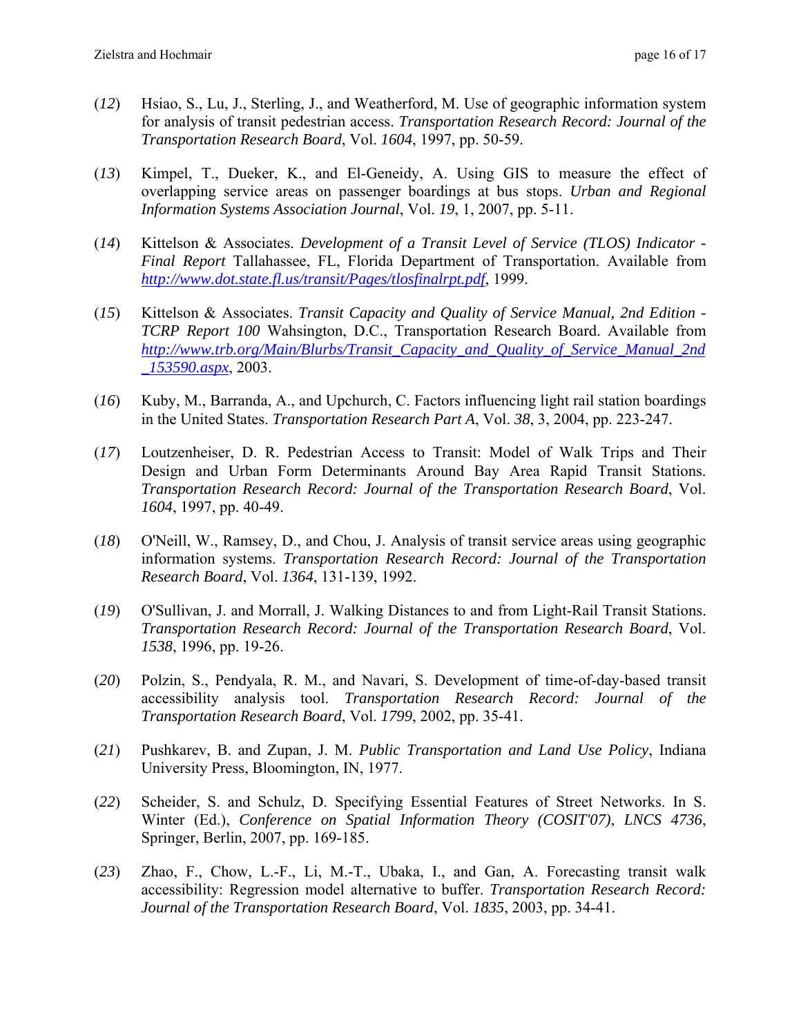(*12*) Hsiao, S., Lu, J., Sterling, J., and Weatherford, M. Use of geographic information system for analysis of transit pedestrian access. *Transportation Research Record: Journal of the Transportation Research Board*, Vol. *1604*, 1997, pp. 50-59.

(*13*) Kimpel, T., Dueker, K., and El-Geneidy, A. Using GIS to measure the effect of overlapping service areas on passenger boardings at bus stops. *Urban and Regional Information Systems Association Journal*, Vol. *19*, 1, 2007, pp. 5-11.

(*14*) Kittelson & Associates. *Development of a Transit Level of Service (TLOS) Indicator - Final Report* Tallahassee, FL, Florida Department of Transportation. Available from *http://www.dot.state.fl.us/transit/Pages/tlosfinalrpt.pdf*, 1999.

(*15*) Kittelson & Associates. *Transit Capacity and Quality of Service Manual, 2nd Edition - TCRP Report 100* Wahsington, D.C., Transportation Research Board. Available from *http://www.trb.org/Main/Blurbs/Transit_Capacity_and_Quality_of_Service_Manual_2nd_153590.aspx*, 2003.

(*16*) Kuby, M., Barranda, A., and Upchurch, C. Factors influencing light rail station boardings in the United States. *Transportation Research Part A*, Vol. *38*, 3, 2004, pp. 223-247.

(*17*) Loutzenheiser, D. R. Pedestrian Access to Transit: Model of Walk Trips and Their Design and Urban Form Determinants Around Bay Area Rapid Transit Stations. *Transportation Research Record: Journal of the Transportation Research Board*, Vol. *1604*, 1997, pp. 40-49.

(*18*) O'Neill, W., Ramsey, D., and Chou, J. Analysis of transit service areas using geographic information systems. *Transportation Research Record: Journal of the Transportation Research Board*, Vol. *1364*, 131-139, 1992.

(*19*) O'Sullivan, J. and Morrall, J. Walking Distances to and from Light-Rail Transit Stations. *Transportation Research Record: Journal of the Transportation Research Board*, Vol. *1538*, 1996, pp. 19-26.

(*20*) Polzin, S., Pendyala, R. M., and Navari, S. Development of time-of-day-based transit accessibility analysis tool. *Transportation Research Record: Journal of the Transportation Research Board*, Vol. *1799*, 2002, pp. 35-41.

(*21*) Pushkarev, B. and Zupan, J. M. *Public Transportation and Land Use Policy*, Indiana University Press, Bloomington, IN, 1977.

(*22*) Scheider, S. and Schulz, D. Specifying Essential Features of Street Networks. In S. Winter (Ed.), *Conference on Spatial Information Theory (COSIT'07)*, *LNCS 4736*, Springer, Berlin, 2007, pp. 169-185.

(*23*) Zhao, F., Chow, L.-F., Li, M.-T., Ubaka, I., and Gan, A. Forecasting transit walk accessibility: Regression model alternative to buffer. *Transportation Research Record: Journal of the Transportation Research Board*, Vol. *1835*, 2003, pp. 34-41.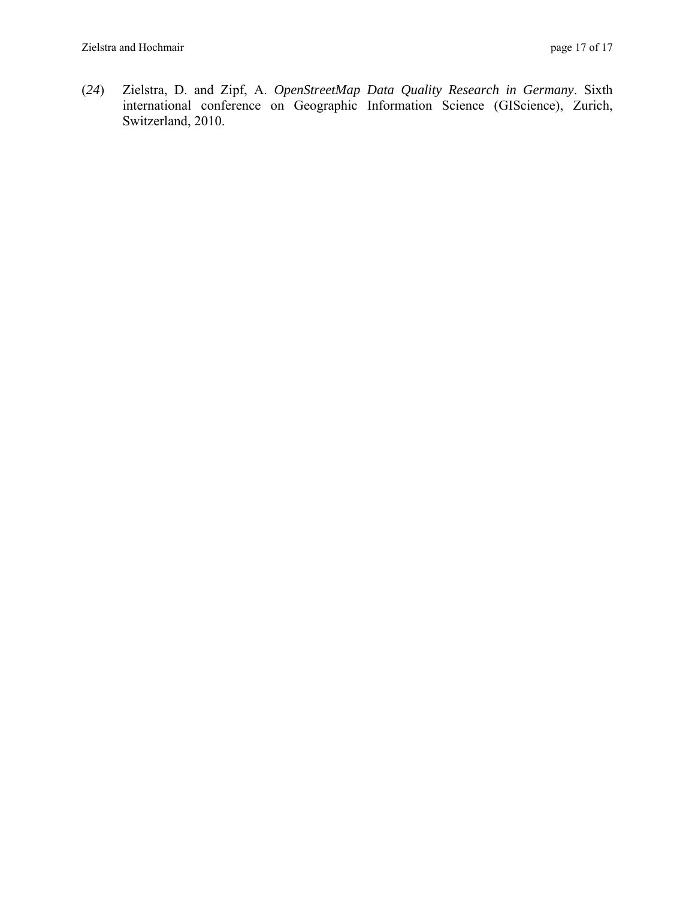(*24*) Zielstra, D. and Zipf, A. *OpenStreetMap Data Quality Research in Germany*. Sixth international conference on Geographic Information Science (GIScience), Zurich, Switzerland, 2010.